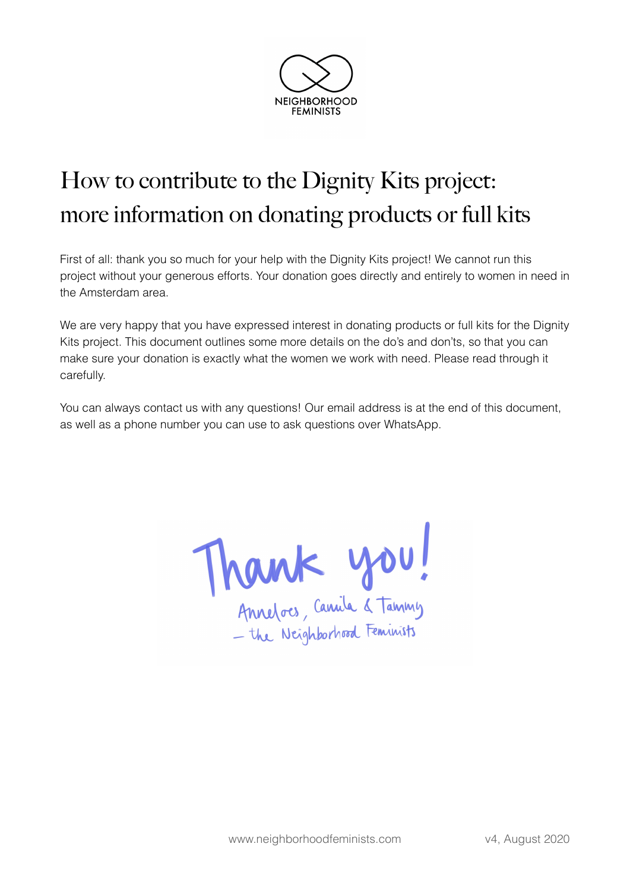NEIGHBORHOOD FEMINISTS

# How to contribute to the Dignity Kits project: more information on donating products or full kits

First of all: thank you so much for your help with the Dignity Kits project! We cannot run this project without your generous efforts. Your donation goes directly and entirely to women in need in the Amsterdam area.

We are very happy that you have expressed interest in donating products or full kits for the Dignity Kits project. This document outlines some more details on the do's and don'ts, so that you can make sure your donation is exactly what the women we work with need. Please read through it carefully.

You can always contact us with any questions! Our email address is at the end of this document, as well as a phone number you can use to ask questions over WhatsApp.

Thank you!

Anneloes, Camila & Tammy
– the Neighborhood Feminists

www.neighborhoodfeminists.com

v4, August 2020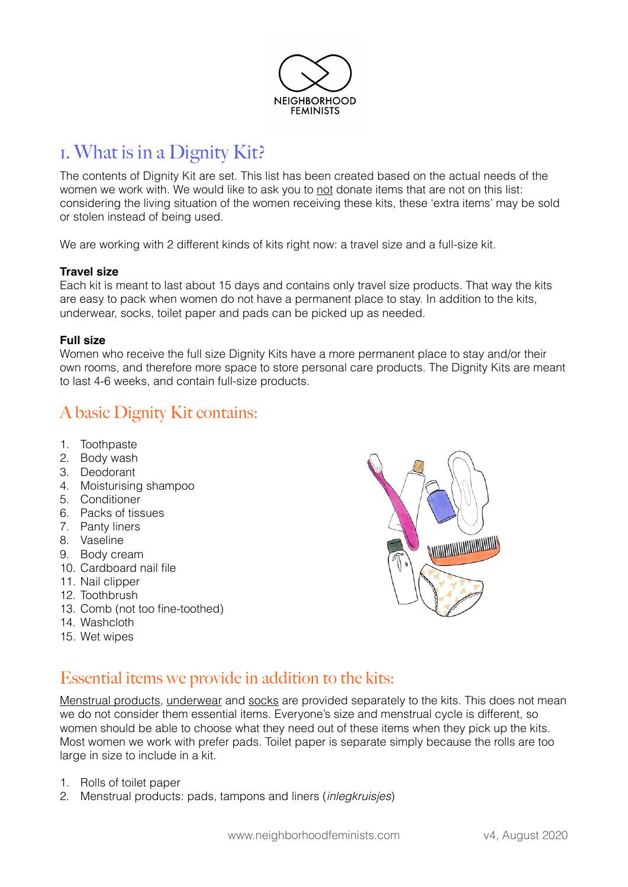NEIGHBORHOOD FEMINISTS

# 1. What is in a Dignity Kit?

The contents of Dignity Kit are set. This list has been created based on the actual needs of the women we work with. We would like to ask you to not donate items that are not on this list: considering the living situation of the women receiving these kits, these 'extra items' may be sold or stolen instead of being used.

We are working with 2 different kinds of kits right now: a travel size and a full-size kit.

**Travel size**
Each kit is meant to last about 15 days and contains only travel size products. That way the kits are easy to pack when women do not have a permanent place to stay. In addition to the kits, underwear, socks, toilet paper and pads can be picked up as needed.

**Full size**
Women who receive the full size Dignity Kits have a more permanent place to stay and/or their own rooms, and therefore more space to store personal care products. The Dignity Kits are meant to last 4-6 weeks, and contain full-size products.

## A basic Dignity Kit contains:

1. Toothpaste
2. Body wash
3. Deodorant
4. Moisturising shampoo
5. Conditioner
6. Packs of tissues
7. Panty liners
8. Vaseline
9. Body cream
10. Cardboard nail file
11. Nail clipper
12. Toothbrush
13. Comb (not too fine-toothed)
14. Washcloth
15. Wet wipes

## Essential items we provide in addition to the kits:

Menstrual products, underwear and socks are provided separately to the kits. This does not mean we do not consider them essential items. Everyone's size and menstrual cycle is different, so women should be able to choose what they need out of these items when they pick up the kits. Most women we work with prefer pads. Toilet paper is separate simply because the rolls are too large in size to include in a kit.

1. Rolls of toilet paper
2. Menstrual products: pads, tampons and liners (*inlegkruisjes*)

www.neighborhoodfeminists.com v4, August 2020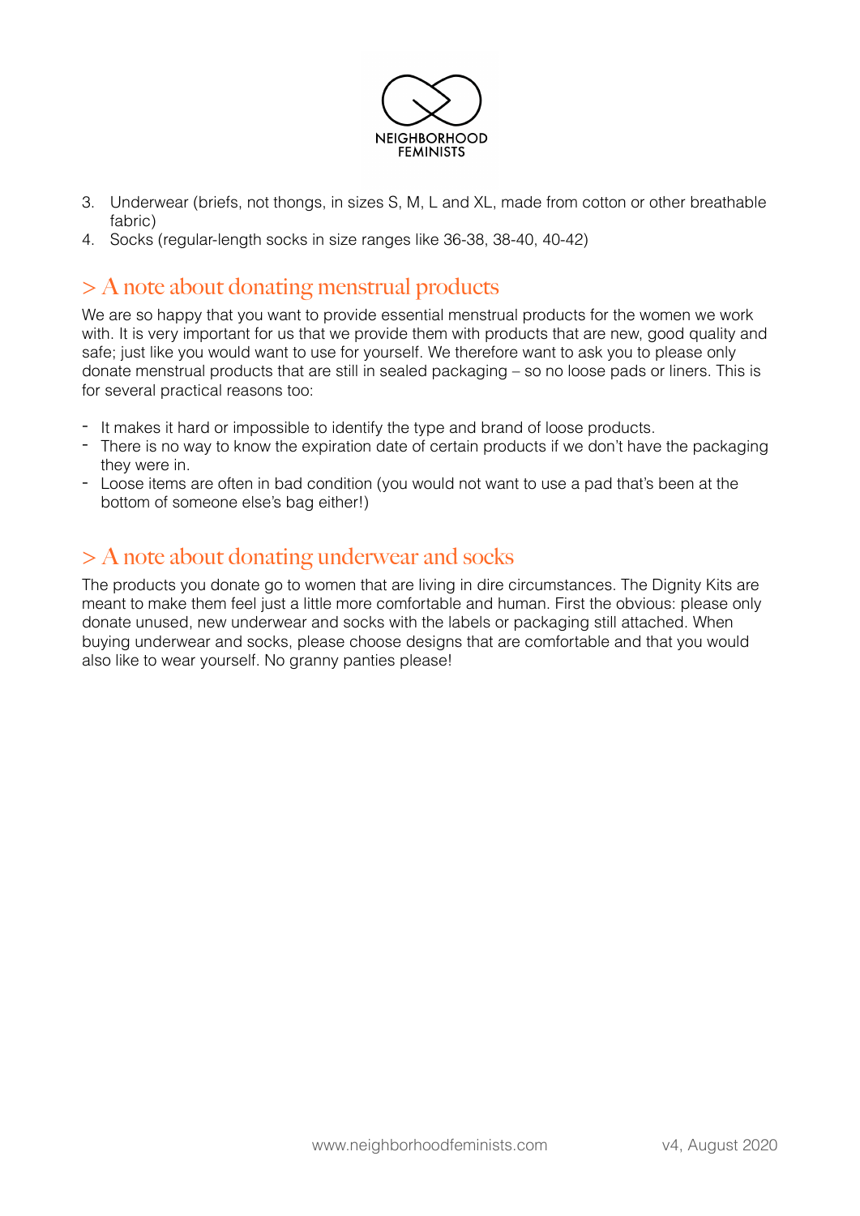3. Underwear (briefs, not thongs, in sizes S, M, L and XL, made from cotton or other breathable fabric)
4. Socks (regular-length socks in size ranges like 36-38, 38-40, 40-42)

## > A note about donating menstrual products

We are so happy that you want to provide essential menstrual products for the women we work with. It is very important for us that we provide them with products that are new, good quality and safe; just like you would want to use for yourself. We therefore want to ask you to please only donate menstrual products that are still in sealed packaging – so no loose pads or liners. This is for several practical reasons too:

- It makes it hard or impossible to identify the type and brand of loose products.
- There is no way to know the expiration date of certain products if we don't have the packaging they were in.
- Loose items are often in bad condition (you would not want to use a pad that's been at the bottom of someone else's bag either!)

## > A note about donating underwear and socks

The products you donate go to women that are living in dire circumstances. The Dignity Kits are meant to make them feel just a little more comfortable and human. First the obvious: please only donate unused, new underwear and socks with the labels or packaging still attached. When buying underwear and socks, please choose designs that are comfortable and that you would also like to wear yourself. No granny panties please!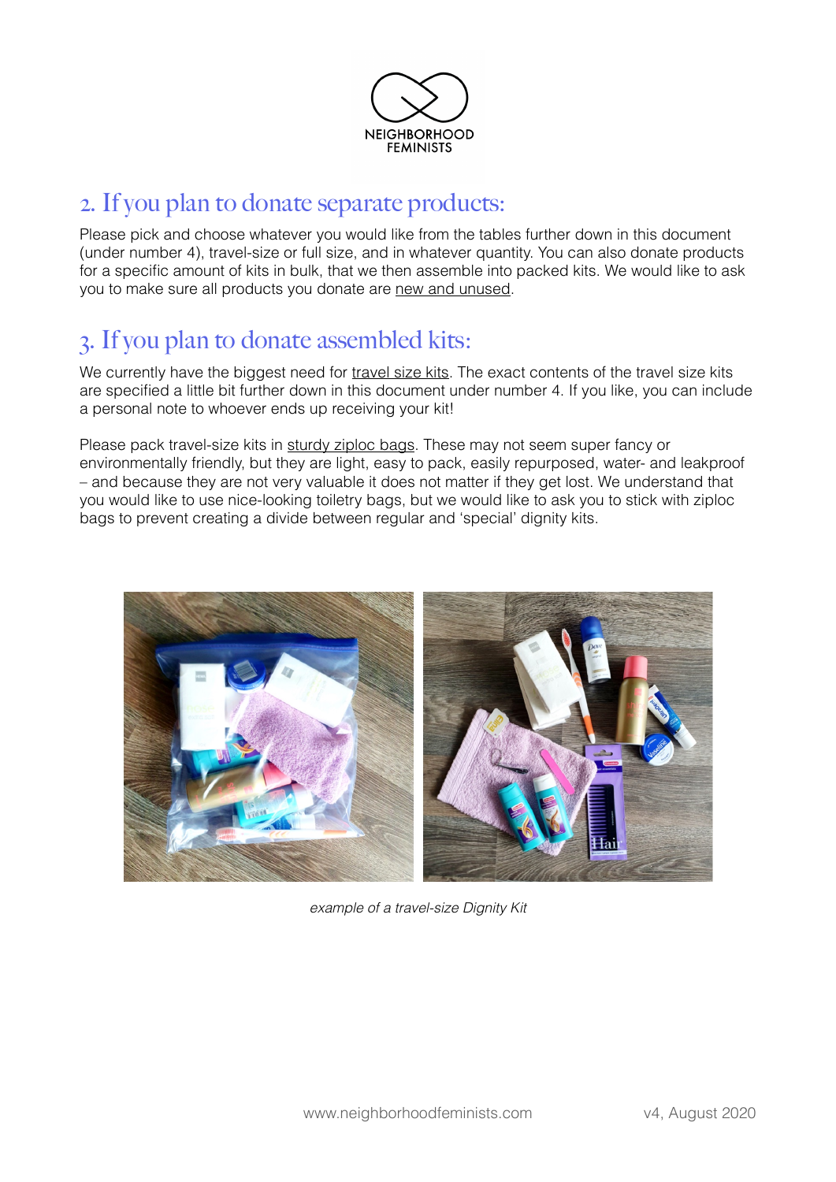## 2. If you plan to donate separate products:

Please pick and choose whatever you would like from the tables further down in this document (under number 4), travel-size or full size, and in whatever quantity. You can also donate products for a specific amount of kits in bulk, that we then assemble into packed kits. We would like to ask you to make sure all products you donate are new and unused.

## 3. If you plan to donate assembled kits:

We currently have the biggest need for travel size kits. The exact contents of the travel size kits are specified a little bit further down in this document under number 4. If you like, you can include a personal note to whoever ends up receiving your kit!

Please pack travel-size kits in sturdy ziploc bags. These may not seem super fancy or environmentally friendly, but they are light, easy to pack, easily repurposed, water- and leakproof – and because they are not very valuable it does not matter if they get lost. We understand that you would like to use nice-looking toiletry bags, but we would like to ask you to stick with ziploc bags to prevent creating a divide between regular and 'special' dignity kits.

*example of a travel-size Dignity Kit*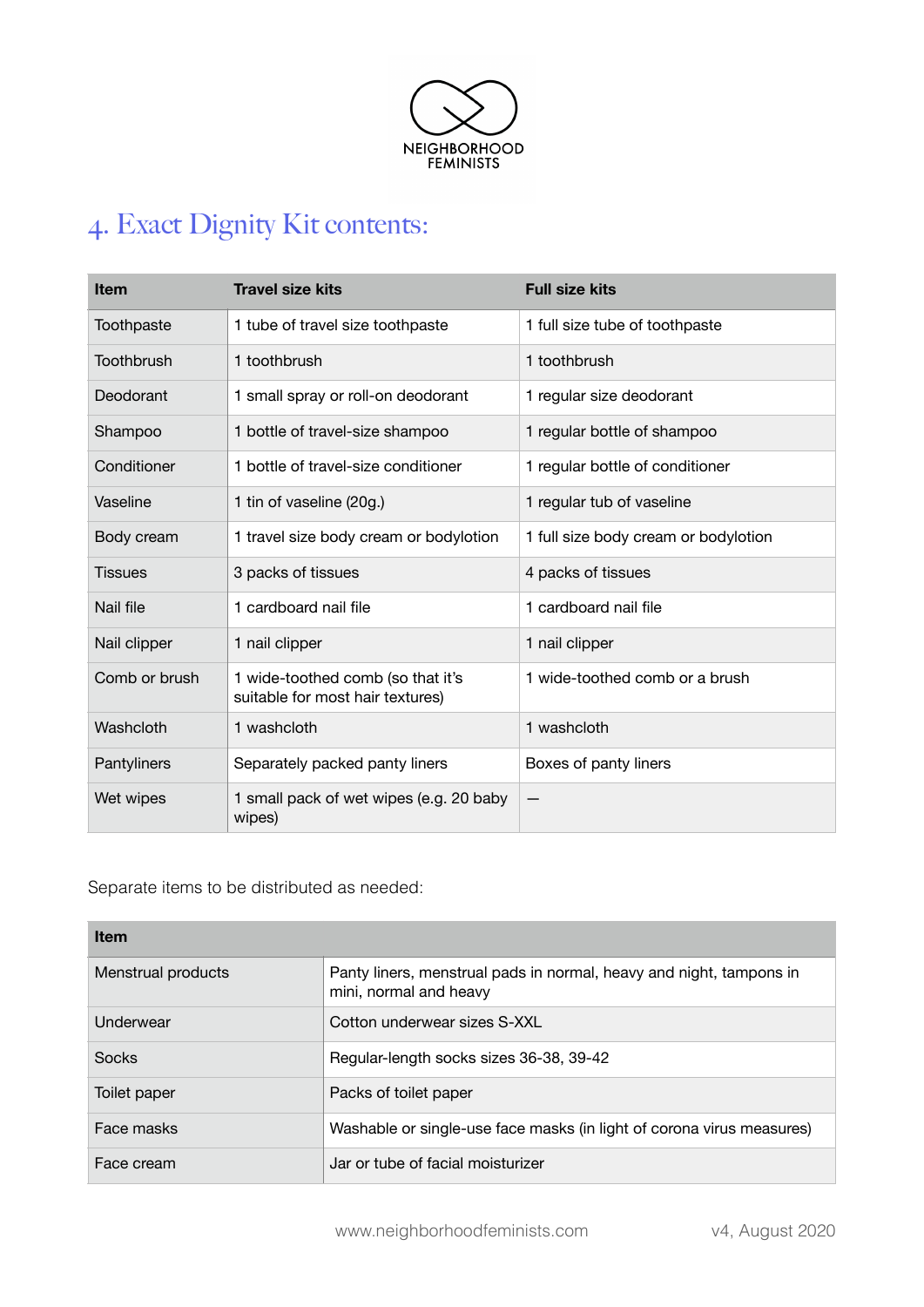NEIGHBORHOOD FEMINISTS

## 4. Exact Dignity Kit contents:

| Item | Travel size kits | Full size kits |
|---|---|---|
| Toothpaste | 1 tube of travel size toothpaste | 1 full size tube of toothpaste |
| Toothbrush | 1 toothbrush | 1 toothbrush |
| Deodorant | 1 small spray or roll-on deodorant | 1 regular size deodorant |
| Shampoo | 1 bottle of travel-size shampoo | 1 regular bottle of shampoo |
| Conditioner | 1 bottle of travel-size conditioner | 1 regular bottle of conditioner |
| Vaseline | 1 tin of vaseline (20g.) | 1 regular tub of vaseline |
| Body cream | 1 travel size body cream or bodylotion | 1 full size body cream or bodylotion |
| Tissues | 3 packs of tissues | 4 packs of tissues |
| Nail file | 1 cardboard nail file | 1 cardboard nail file |
| Nail clipper | 1 nail clipper | 1 nail clipper |
| Comb or brush | 1 wide-toothed comb (so that it's suitable for most hair textures) | 1 wide-toothed comb or a brush |
| Washcloth | 1 washcloth | 1 washcloth |
| Pantyliners | Separately packed panty liners | Boxes of panty liners |
| Wet wipes | 1 small pack of wet wipes (e.g. 20 baby wipes) | — |

Separate items to be distributed as needed:

| Item | |
|---|---|
| Menstrual products | Panty liners, menstrual pads in normal, heavy and night, tampons in mini, normal and heavy |
| Underwear | Cotton underwear sizes S-XXL |
| Socks | Regular-length socks sizes 36-38, 39-42 |
| Toilet paper | Packs of toilet paper |
| Face masks | Washable or single-use face masks (in light of corona virus measures) |
| Face cream | Jar or tube of facial moisturizer |

www.neighborhoodfeminists.com v4, August 2020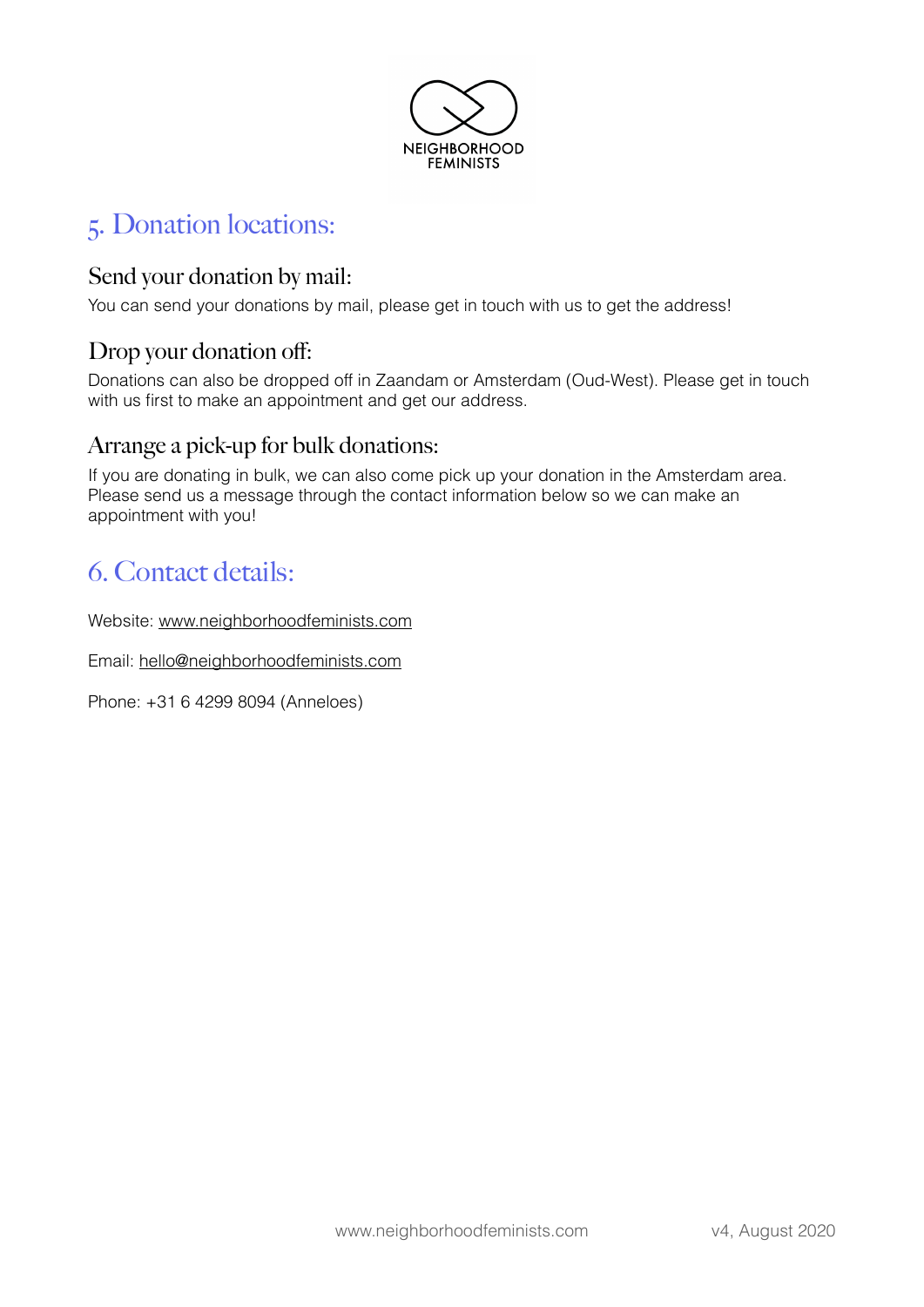NEIGHBORHOOD FEMINISTS

## 5. Donation locations:

### Send your donation by mail:

You can send your donations by mail, please get in touch with us to get the address!

### Drop your donation off:

Donations can also be dropped off in Zaandam or Amsterdam (Oud-West). Please get in touch with us first to make an appointment and get our address.

### Arrange a pick-up for bulk donations:

If you are donating in bulk, we can also come pick up your donation in the Amsterdam area. Please send us a message through the contact information below so we can make an appointment with you!

## 6. Contact details:

Website: www.neighborhoodfeminists.com

Email: hello@neighborhoodfeminists.com

Phone: +31 6 4299 8094 (Anneloes)